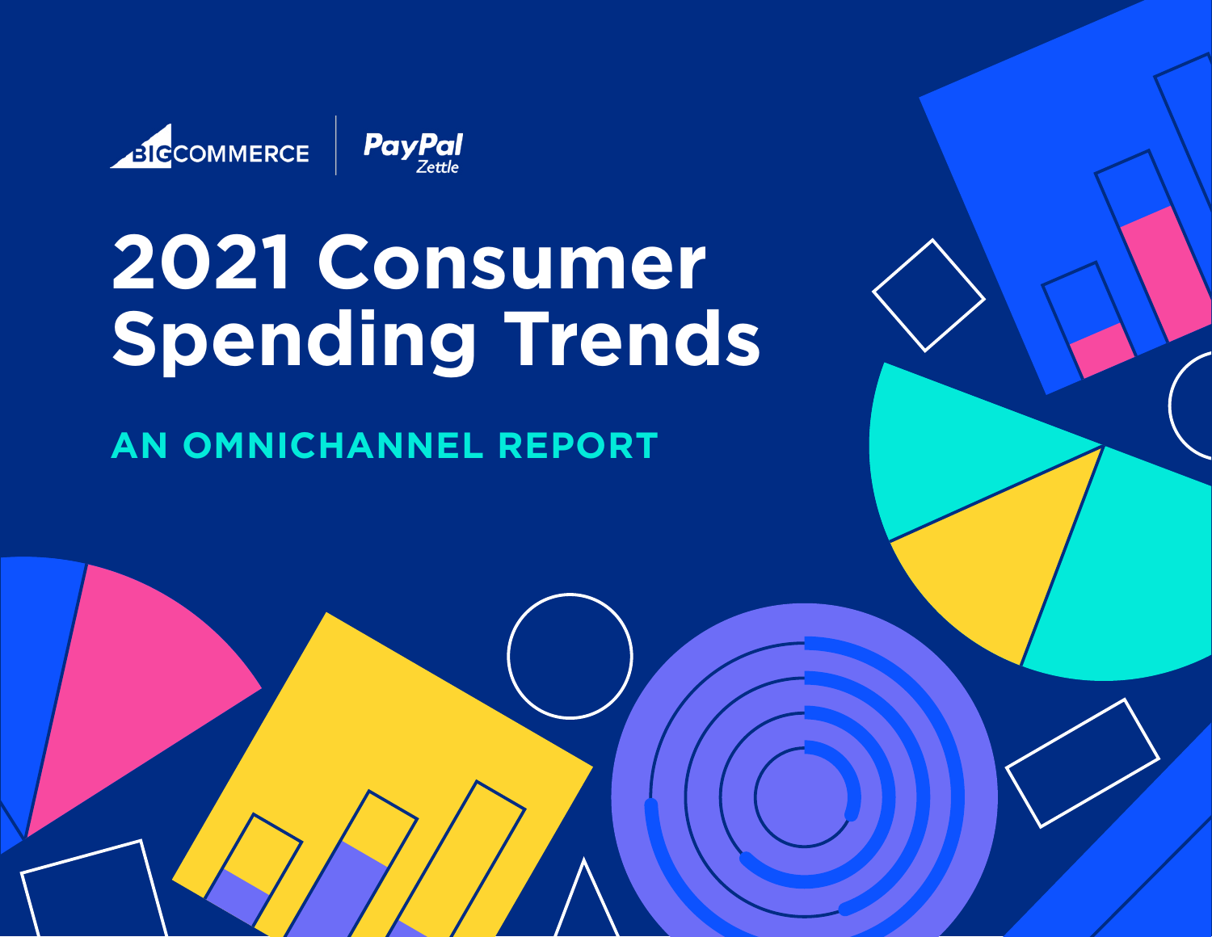BIGCOMMERCE | PayPal Zettle

# 2021 Consumer Spending Trends

## AN OMNICHANNEL REPORT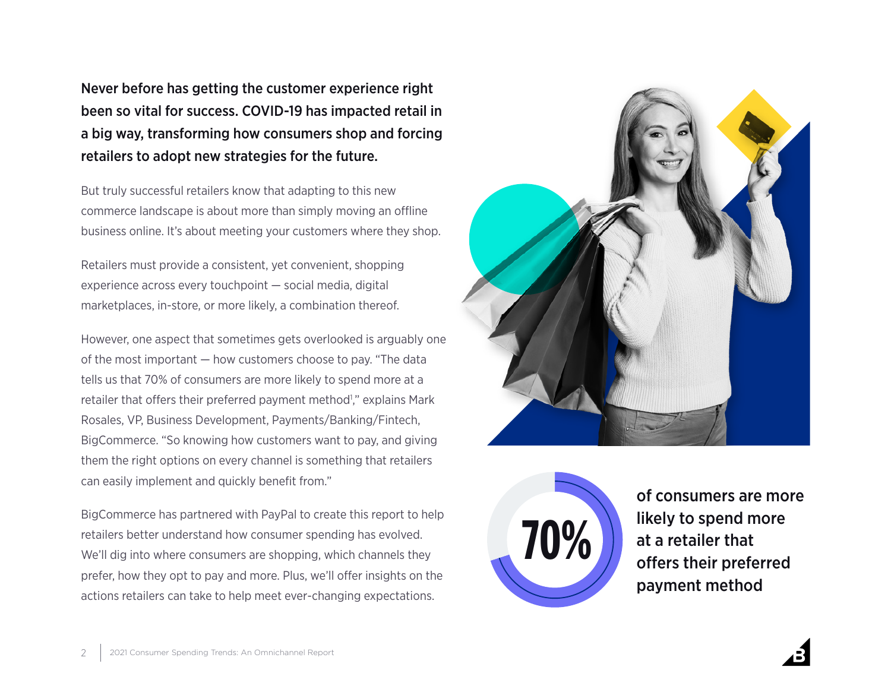**Never before has getting the customer experience right been so vital for success. COVID-19 has impacted retail in a big way, transforming how consumers shop and forcing retailers to adopt new strategies for the future.**

But truly successful retailers know that adapting to this new commerce landscape is about more than simply moving an offline business online. It's about meeting your customers where they shop.

Retailers must provide a consistent, yet convenient, shopping experience across every touchpoint — social media, digital marketplaces, in-store, or more likely, a combination thereof.

However, one aspect that sometimes gets overlooked is arguably one of the most important — how customers choose to pay. "The data tells us that 70% of consumers are more likely to spend more at a retailer that offers their preferred payment method[1]," explains Mark Rosales, VP, Business Development, Payments/Banking/Fintech, BigCommerce. "So knowing how customers want to pay, and giving them the right options on every channel is something that retailers can easily implement and quickly benefit from."

BigCommerce has partnered with PayPal to create this report to help retailers better understand how consumer spending has evolved. We'll dig into where consumers are shopping, which channels they prefer, how they opt to pay and more. Plus, we'll offer insights on the actions retailers can take to help meet ever-changing expectations.

**70%** of consumers are more likely to spend more at a retailer that offers their preferred payment method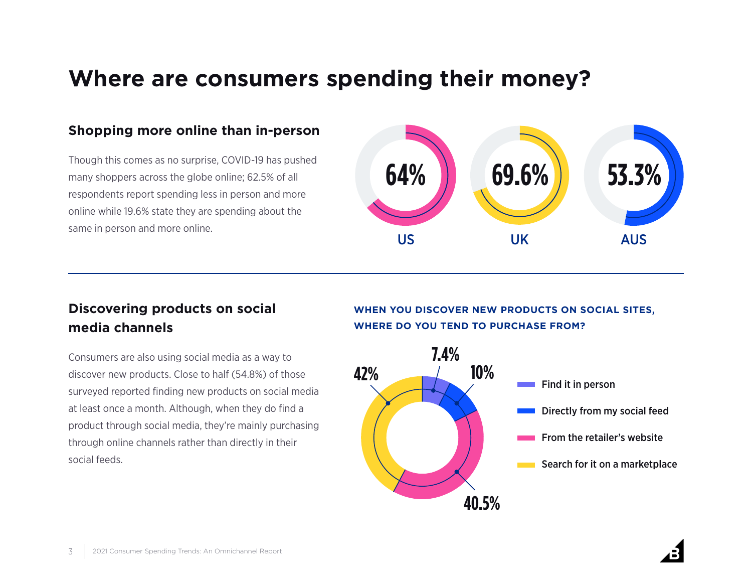# Where are consumers spending their money?

## Shopping more online than in-person

Though this comes as no surprise, COVID-19 has pushed many shoppers across the globe online; 62.5% of all respondents report spending less in person and more online while 19.6% state they are spending about the same in person and more online.

| US | UK | AUS |
|---|---|---|
| 64% | 69.6% | 53.3% |

## Discovering products on social media channels

Consumers are also using social media as a way to discover new products. Close to half (54.8%) of those surveyed reported finding new products on social media at least once a month. Although, when they do find a product through social media, they're mainly purchasing through online channels rather than directly in their social feeds.

**WHEN YOU DISCOVER NEW PRODUCTS ON SOCIAL SITES, WHERE DO YOU TEND TO PURCHASE FROM?**

| Response | Percentage |
|---|---|
| Find it in person | 7.4% |
| Directly from my social feed | 10% |
| From the retailer's website | 40.5% |
| Search for it on a marketplace | 42% |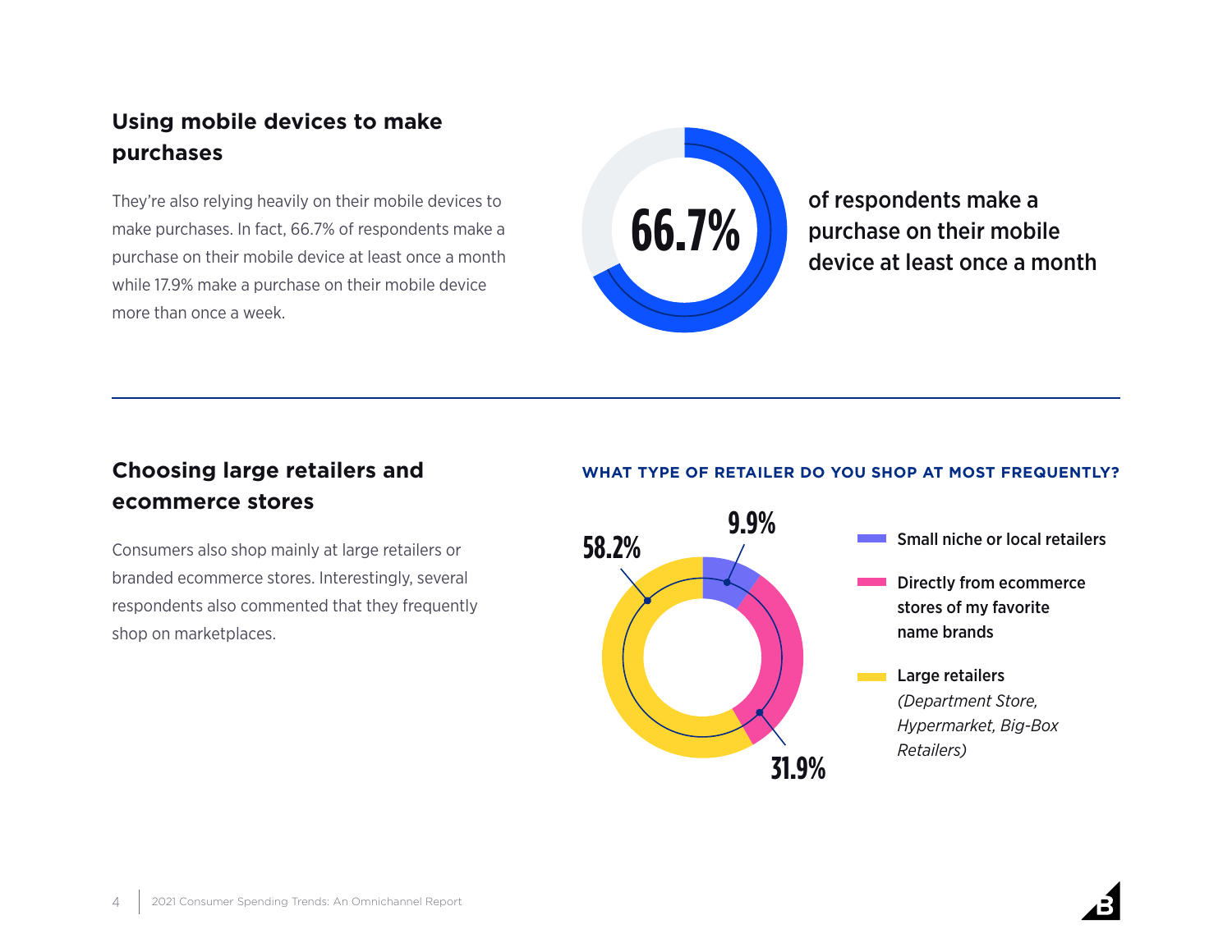## Using mobile devices to make purchases

They're also relying heavily on their mobile devices to make purchases. In fact, 66.7% of respondents make a purchase on their mobile device at least once a month while 17.9% make a purchase on their mobile device more than once a week.

**66.7%** of respondents make a purchase on their mobile device at least once a month

---

## Choosing large retailers and ecommerce stores

Consumers also shop mainly at large retailers or branded ecommerce stores. Interestingly, several respondents also commented that they frequently shop on marketplaces.

**WHAT TYPE OF RETAILER DO YOU SHOP AT MOST FREQUENTLY?**

| Retailer type | Percentage |
|---|---|
| Small niche or local retailers | 9.9% |
| Directly from ecommerce stores of my favorite name brands | 31.9% |
| Large retailers *(Department Store, Hypermarket, Big-Box Retailers)* | 58.2% |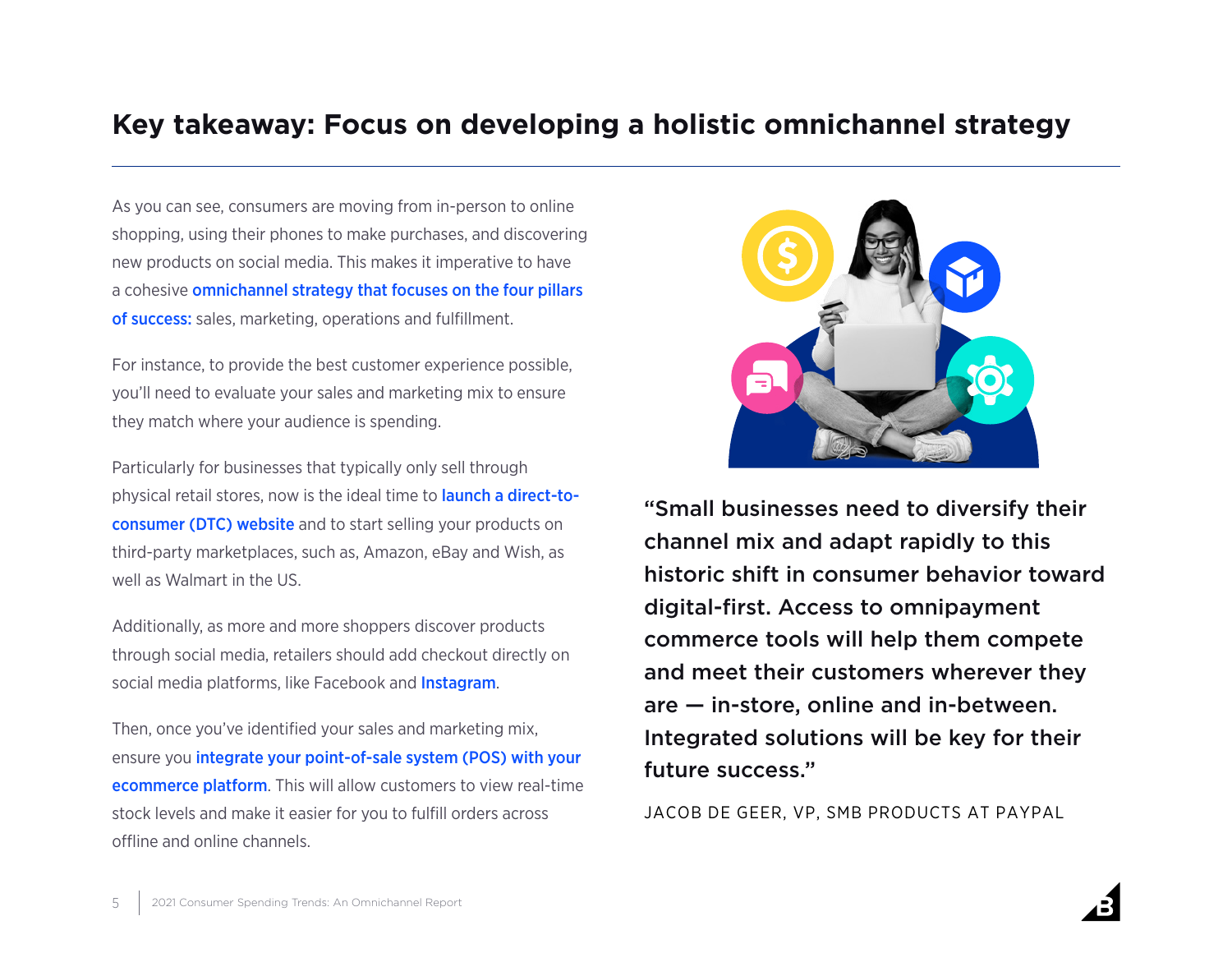# Key takeaway: Focus on developing a holistic omnichannel strategy

As you can see, consumers are moving from in-person to online shopping, using their phones to make purchases, and discovering new products on social media. This makes it imperative to have a cohesive omnichannel strategy that focuses on the four pillars of success: sales, marketing, operations and fulfillment.

For instance, to provide the best customer experience possible, you'll need to evaluate your sales and marketing mix to ensure they match where your audience is spending.

Particularly for businesses that typically only sell through physical retail stores, now is the ideal time to launch a direct-to-consumer (DTC) website and to start selling your products on third-party marketplaces, such as, Amazon, eBay and Wish, as well as Walmart in the US.

Additionally, as more and more shoppers discover products through social media, retailers should add checkout directly on social media platforms, like Facebook and Instagram.

Then, once you've identified your sales and marketing mix, ensure you integrate your point-of-sale system (POS) with your ecommerce platform. This will allow customers to view real-time stock levels and make it easier for you to fulfill orders across offline and online channels.

> **"Small businesses need to diversify their channel mix and adapt rapidly to this historic shift in consumer behavior toward digital-first. Access to omnipayment commerce tools will help them compete and meet their customers wherever they are — in-store, online and in-between. Integrated solutions will be key for their future success."**
>
> JACOB DE GEER, VP, SMB PRODUCTS AT PAYPAL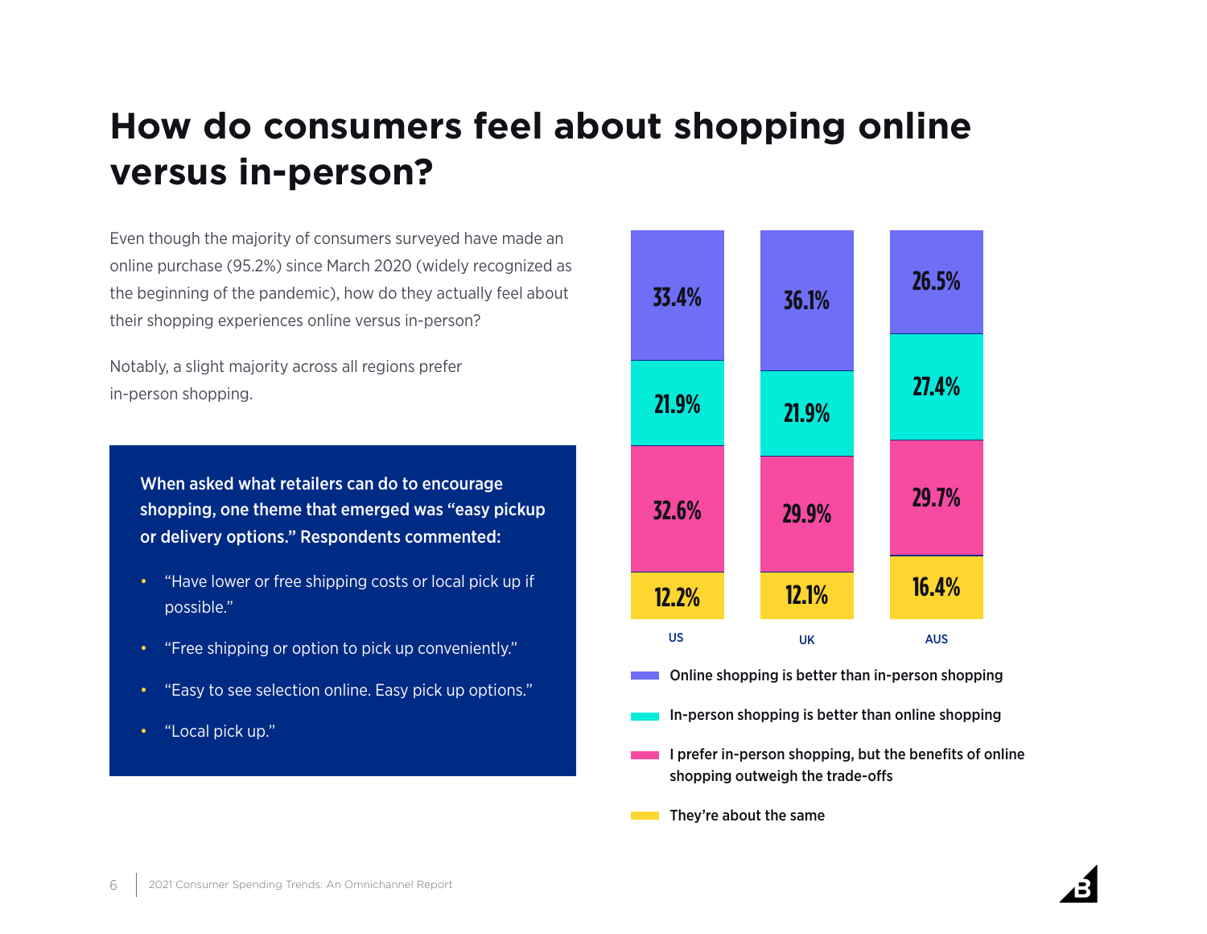# How do consumers feel about shopping online versus in-person?

Even though the majority of consumers surveyed have made an online purchase (95.2%) since March 2020 (widely recognized as the beginning of the pandemic), how do they actually feel about their shopping experiences online versus in-person?

Notably, a slight majority across all regions prefer in-person shopping.

**When asked what retailers can do to encourage shopping, one theme that emerged was "easy pickup or delivery options." Respondents commented:**

- "Have lower or free shipping costs or local pick up if possible."
- "Free shipping or option to pick up conveniently."
- "Easy to see selection online. Easy pick up options."
- "Local pick up."

| | US | UK | AUS |
|---|---|---|---|
| Online shopping is better than in-person shopping | 33.4% | 36.1% | 26.5% |
| In-person shopping is better than online shopping | 21.9% | 21.9% | 27.4% |
| I prefer in-person shopping, but the benefits of online shopping outweigh the trade-offs | 32.6% | 29.9% | 29.7% |
| They're about the same | 12.2% | 12.1% | 16.4% |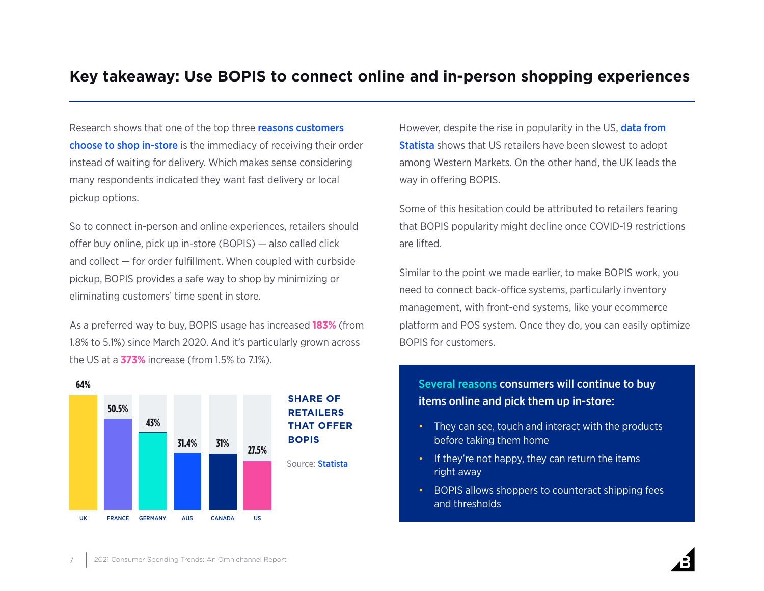## Key takeaway: Use BOPIS to connect online and in-person shopping experiences

Research shows that one of the top three **reasons customers choose to shop in-store** is the immediacy of receiving their order instead of waiting for delivery. Which makes sense considering many respondents indicated they want fast delivery or local pickup options.

So to connect in-person and online experiences, retailers should offer buy online, pick up in-store (BOPIS) — also called click and collect — for order fulfillment. When coupled with curbside pickup, BOPIS provides a safe way to shop by minimizing or eliminating customers' time spent in store.

As a preferred way to buy, BOPIS usage has increased **183%** (from 1.8% to 5.1%) since March 2020. And it's particularly grown across the US at a **373%** increase (from 1.5% to 7.1%).

**SHARE OF RETAILERS THAT OFFER BOPIS**

| UK | FRANCE | GERMANY | AUS | CANADA | US |
|---|---|---|---|---|---|
| 64% | 50.5% | 43% | 31.4% | 31% | 27.5% |

Source: **Statista**

However, despite the rise in popularity in the US, **data from Statista** shows that US retailers have been slowest to adopt among Western Markets. On the other hand, the UK leads the way in offering BOPIS.

Some of this hesitation could be attributed to retailers fearing that BOPIS popularity might decline once COVID-19 restrictions are lifted.

Similar to the point we made earlier, to make BOPIS work, you need to connect back-office systems, particularly inventory management, with front-end systems, like your ecommerce platform and POS system. Once they do, you can easily optimize BOPIS for customers.

**Several reasons consumers will continue to buy items online and pick them up in-store:**

- They can see, touch and interact with the products before taking them home
- If they're not happy, they can return the items right away
- BOPIS allows shoppers to counteract shipping fees and thresholds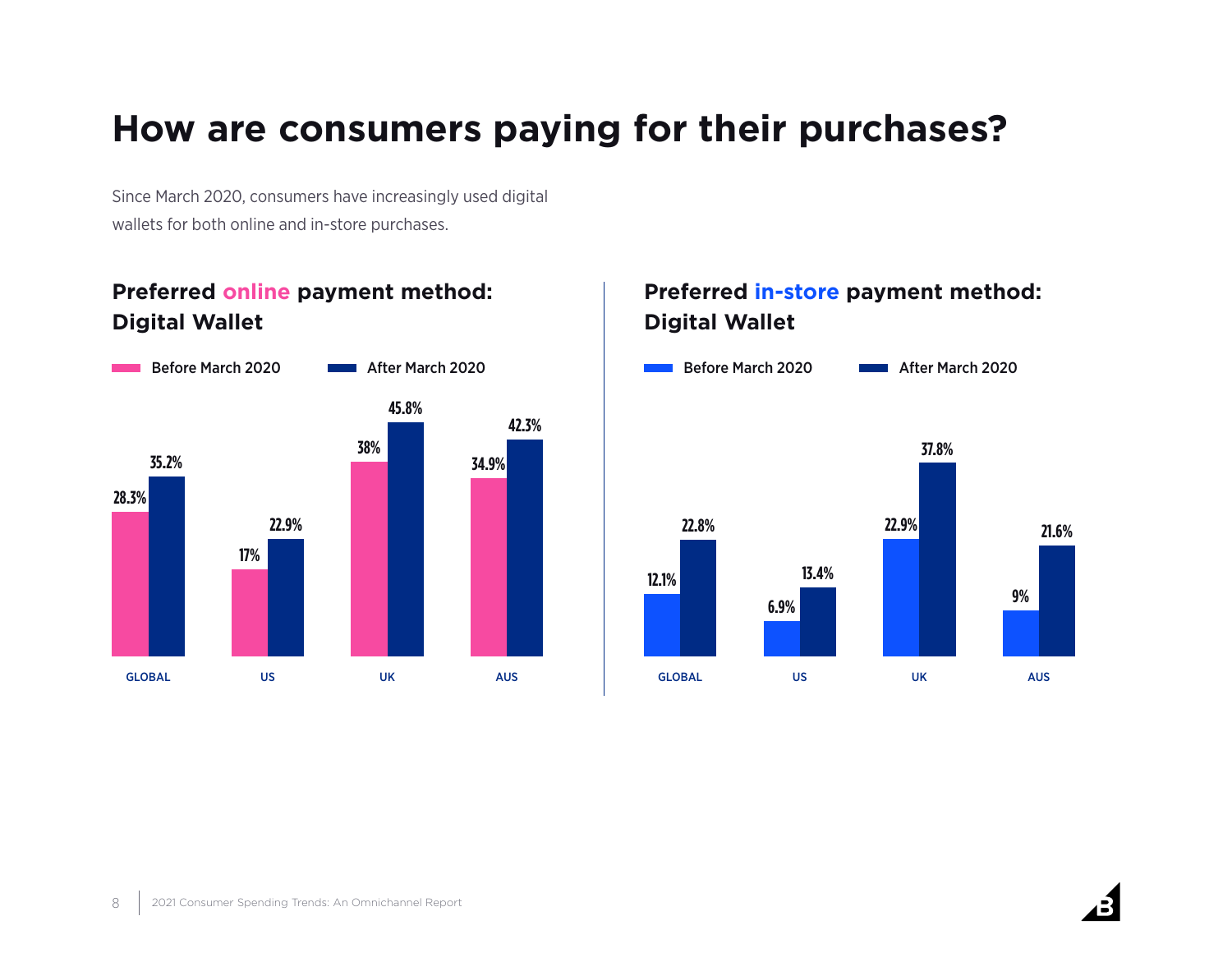# How are consumers paying for their purchases?

Since March 2020, consumers have increasingly used digital wallets for both online and in-store purchases.

## Preferred online payment method: Digital Wallet

| | Before March 2020 | After March 2020 |
|---|---|---|
| GLOBAL | 28.3% | 35.2% |
| US | 17% | 22.9% |
| UK | 38% | 45.8% |
| AUS | 34.9% | 42.3% |

## Preferred in-store payment method: Digital Wallet

| | Before March 2020 | After March 2020 |
|---|---|---|
| GLOBAL | 12.1% | 22.8% |
| US | 6.9% | 13.4% |
| UK | 22.9% | 37.8% |
| AUS | 9% | 21.6% |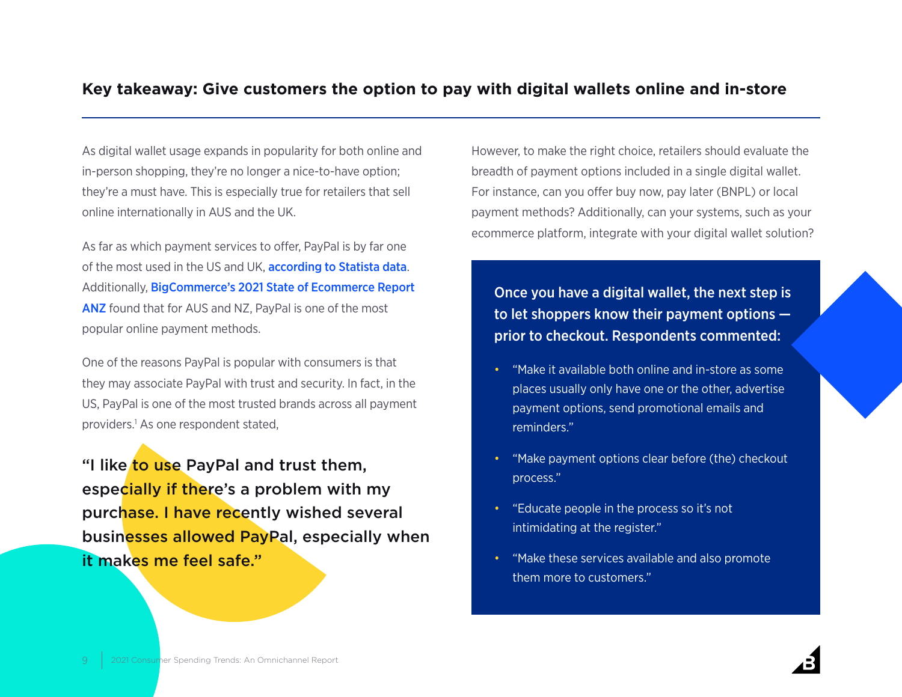## Key takeaway: Give customers the option to pay with digital wallets online and in-store

As digital wallet usage expands in popularity for both online and in-person shopping, they're no longer a nice-to-have option; they're a must have. This is especially true for retailers that sell online internationally in AUS and the UK.

As far as which payment services to offer, PayPal is by far one of the most used in the US and UK, according to Statista data. Additionally, BigCommerce's 2021 State of Ecommerce Report ANZ found that for AUS and NZ, PayPal is one of the most popular online payment methods.

One of the reasons PayPal is popular with consumers is that they may associate PayPal with trust and security. In fact, in the US, PayPal is one of the most trusted brands across all payment providers.[1] As one respondent stated,

**"I like to use PayPal and trust them, especially if there's a problem with my purchase. I have recently wished several businesses allowed PayPal, especially when it makes me feel safe."**

However, to make the right choice, retailers should evaluate the breadth of payment options included in a single digital wallet. For instance, can you offer buy now, pay later (BNPL) or local payment methods? Additionally, can your systems, such as your ecommerce platform, integrate with your digital wallet solution?

**Once you have a digital wallet, the next step is to let shoppers know their payment options — prior to checkout. Respondents commented:**

- "Make it available both online and in-store as some places usually only have one or the other, advertise payment options, send promotional emails and reminders."
- "Make payment options clear before (the) checkout process."
- "Educate people in the process so it's not intimidating at the register."
- "Make these services available and also promote them more to customers."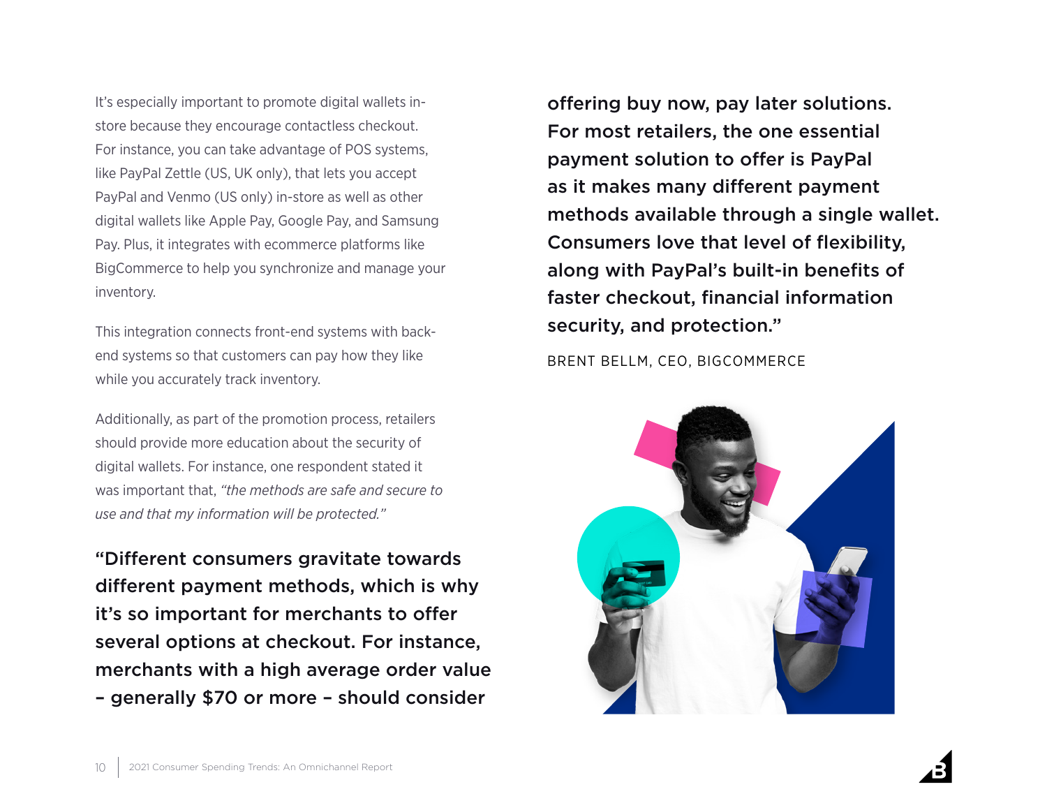It's especially important to promote digital wallets in-store because they encourage contactless checkout. For instance, you can take advantage of POS systems, like PayPal Zettle (US, UK only), that lets you accept PayPal and Venmo (US only) in-store as well as other digital wallets like Apple Pay, Google Pay, and Samsung Pay. Plus, it integrates with ecommerce platforms like BigCommerce to help you synchronize and manage your inventory.

This integration connects front-end systems with back-end systems so that customers can pay how they like while you accurately track inventory.

Additionally, as part of the promotion process, retailers should provide more education about the security of digital wallets. For instance, one respondent stated it was important that, *"the methods are safe and secure to use and that my information will be protected."*

**"Different consumers gravitate towards different payment methods, which is why it's so important for merchants to offer several options at checkout. For instance, merchants with a high average order value – generally $70 or more – should consider offering buy now, pay later solutions. For most retailers, the one essential payment solution to offer is PayPal as it makes many different payment methods available through a single wallet. Consumers love that level of flexibility, along with PayPal's built-in benefits of faster checkout, financial information security, and protection."**

BRENT BELLM, CEO, BIGCOMMERCE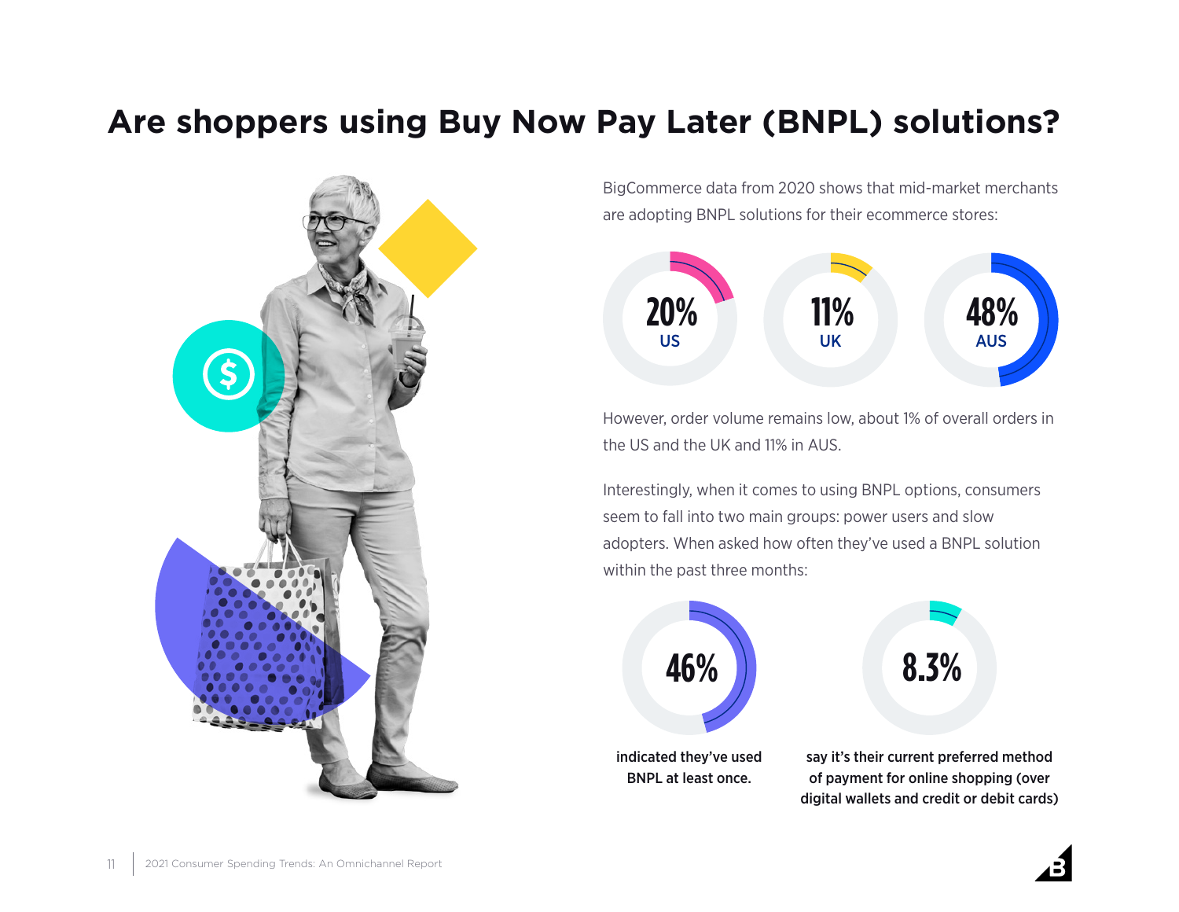# Are shoppers using Buy Now Pay Later (BNPL) solutions?

BigCommerce data from 2020 shows that mid-market merchants are adopting BNPL solutions for their ecommerce stores:

- **20%** US
- **11%** UK
- **48%** AUS

However, order volume remains low, about 1% of overall orders in the US and the UK and 11% in AUS.

Interestingly, when it comes to using BNPL options, consumers seem to fall into two main groups: power users and slow adopters. When asked how often they've used a BNPL solution within the past three months:

**46%**

**indicated they've used BNPL at least once.**

**8.3%**

**say it's their current preferred method of payment for online shopping (over digital wallets and credit or debit cards)**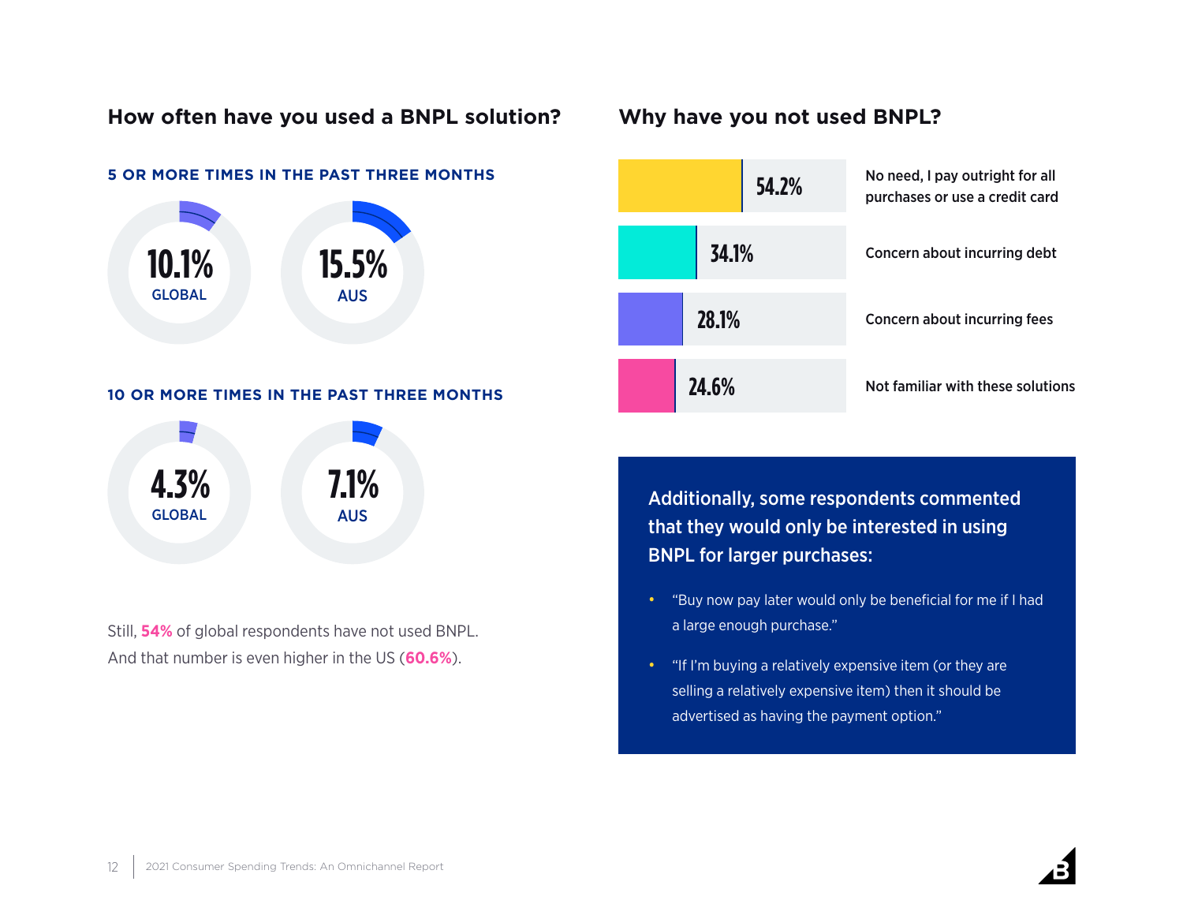## How often have you used a BNPL solution?

### 5 OR MORE TIMES IN THE PAST THREE MONTHS

| | |
|---|---|
| **10.1%** | GLOBAL |
| **15.5%** | AUS |

### 10 OR MORE TIMES IN THE PAST THREE MONTHS

| | |
|---|---|
| **4.3%** | GLOBAL |
| **7.1%** | AUS |

Still, **54%** of global respondents have not used BNPL. And that number is even higher in the US (**60.6%**).

## Why have you not used BNPL?

| Percentage | Reason |
|---|---|
| 54.2% | No need, I pay outright for all purchases or use a credit card |
| 34.1% | Concern about incurring debt |
| 28.1% | Concern about incurring fees |
| 24.6% | Not familiar with these solutions |

**Additionally, some respondents commented that they would only be interested in using BNPL for larger purchases:**

- "Buy now pay later would only be beneficial for me if I had a large enough purchase."
- "If I'm buying a relatively expensive item (or they are selling a relatively expensive item) then it should be advertised as having the payment option."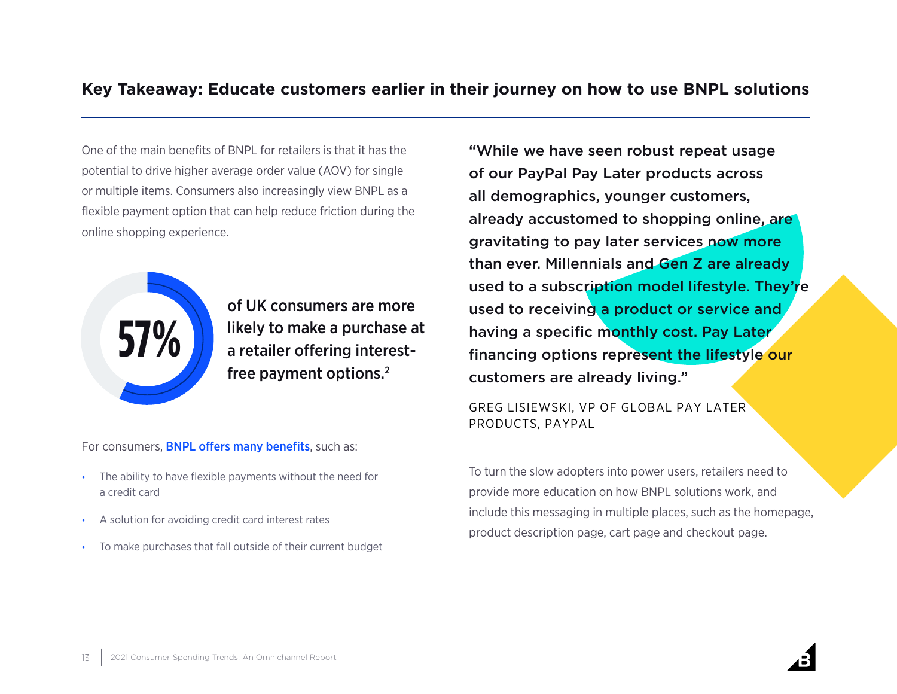## Key Takeaway: Educate customers earlier in their journey on how to use BNPL solutions

One of the main benefits of BNPL for retailers is that it has the potential to drive higher average order value (AOV) for single or multiple items. Consumers also increasingly view BNPL as a flexible payment option that can help reduce friction during the online shopping experience.

**57%** of UK consumers are more likely to make a purchase at a retailer offering interest-free payment options.[2]

For consumers, **BNPL offers many benefits**, such as:

- The ability to have flexible payments without the need for a credit card
- A solution for avoiding credit card interest rates
- To make purchases that fall outside of their current budget

**"While we have seen robust repeat usage of our PayPal Pay Later products across all demographics, younger customers, already accustomed to shopping online, are gravitating to pay later services now more than ever. Millennials and Gen Z are already used to a subscription model lifestyle. They're used to receiving a product or service and having a specific monthly cost. Pay Later financing options represent the lifestyle our customers are already living."**

GREG LISIEWSKI, VP OF GLOBAL PAY LATER PRODUCTS, PAYPAL

To turn the slow adopters into power users, retailers need to provide more education on how BNPL solutions work, and include this messaging in multiple places, such as the homepage, product description page, cart page and checkout page.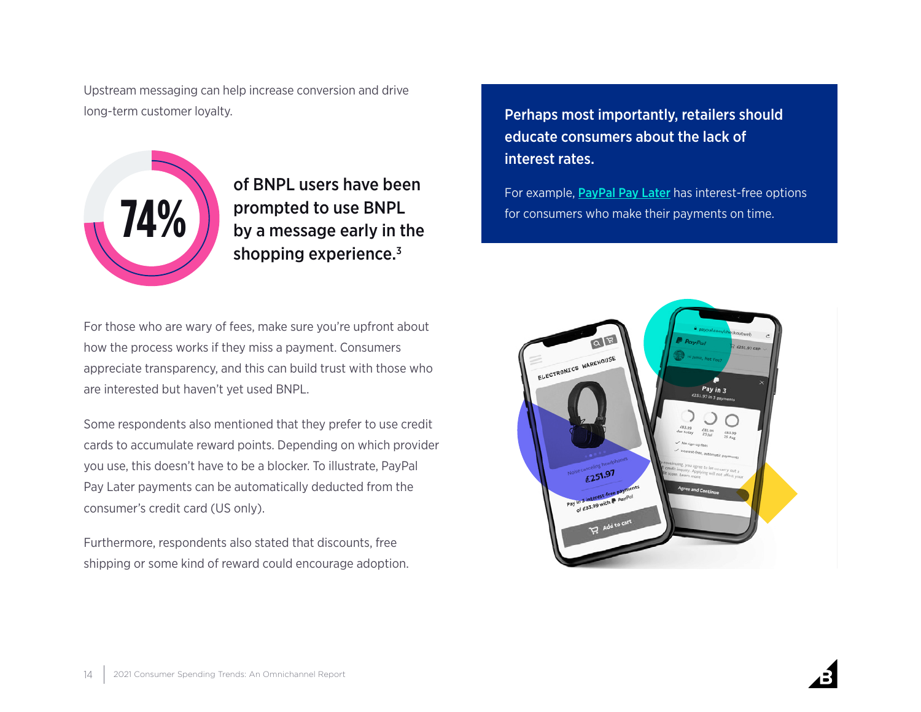Upstream messaging can help increase conversion and drive long-term customer loyalty.

**74%** of BNPL users have been prompted to use BNPL by a message early in the shopping experience.[3]

For those who are wary of fees, make sure you're upfront about how the process works if they miss a payment. Consumers appreciate transparency, and this can build trust with those who are interested but haven't yet used BNPL.

Some respondents also mentioned that they prefer to use credit cards to accumulate reward points. Depending on which provider you use, this doesn't have to be a blocker. To illustrate, PayPal Pay Later payments can be automatically deducted from the consumer's credit card (US only).

Furthermore, respondents also stated that discounts, free shipping or some kind of reward could encourage adoption.

**Perhaps most importantly, retailers should educate consumers about the lack of interest rates.**

For example, PayPal Pay Later has interest-free options for consumers who make their payments on time.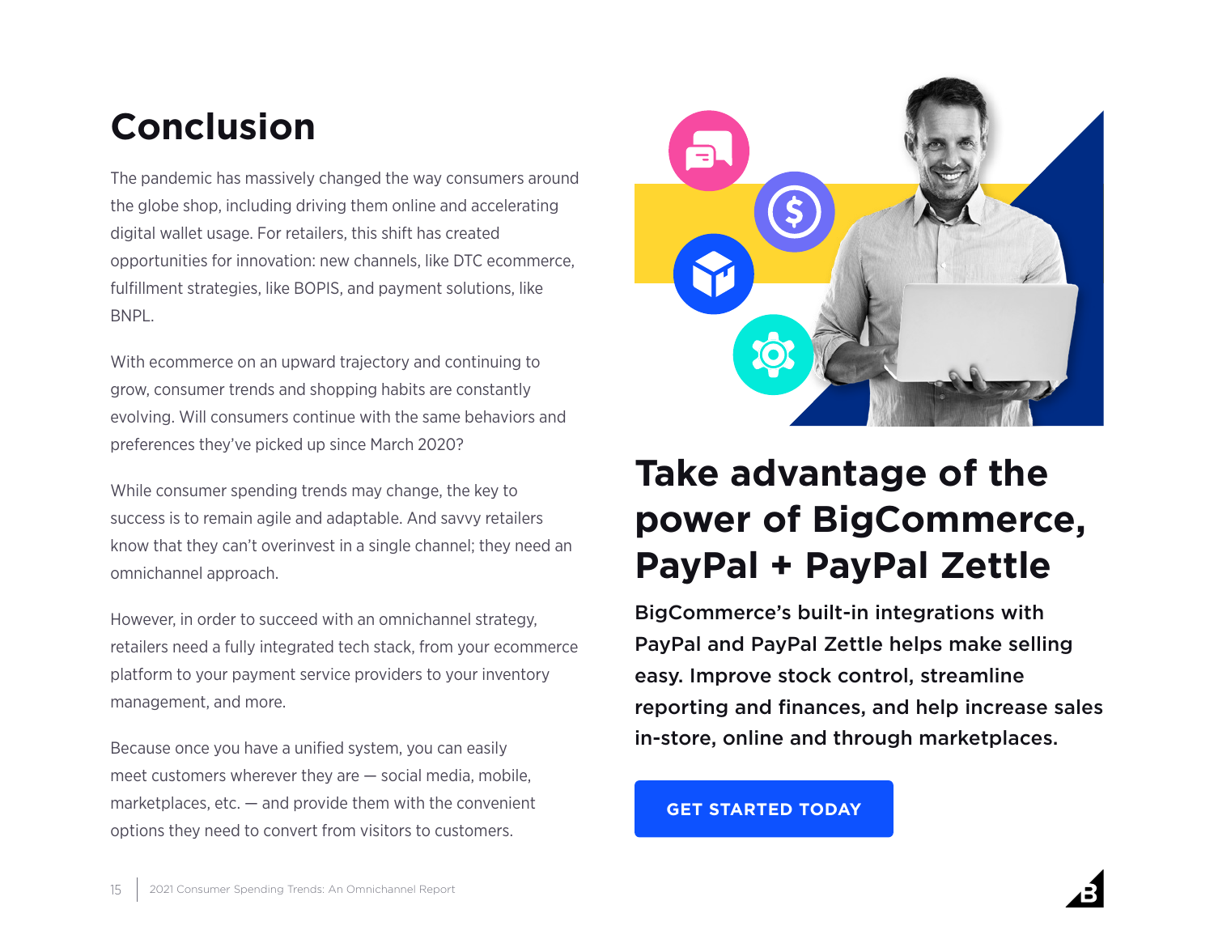# Conclusion

The pandemic has massively changed the way consumers around the globe shop, including driving them online and accelerating digital wallet usage. For retailers, this shift has created opportunities for innovation: new channels, like DTC ecommerce, fulfillment strategies, like BOPIS, and payment solutions, like BNPL.

With ecommerce on an upward trajectory and continuing to grow, consumer trends and shopping habits are constantly evolving. Will consumers continue with the same behaviors and preferences they've picked up since March 2020?

While consumer spending trends may change, the key to success is to remain agile and adaptable. And savvy retailers know that they can't overinvest in a single channel; they need an omnichannel approach.

However, in order to succeed with an omnichannel strategy, retailers need a fully integrated tech stack, from your ecommerce platform to your payment service providers to your inventory management, and more.

Because once you have a unified system, you can easily meet customers wherever they are — social media, mobile, marketplaces, etc. — and provide them with the convenient options they need to convert from visitors to customers.

## Take advantage of the power of BigCommerce, PayPal + PayPal Zettle

**BigCommerce's built-in integrations with PayPal and PayPal Zettle helps make selling easy. Improve stock control, streamline reporting and finances, and help increase sales in-store, online and through marketplaces.**

GET STARTED TODAY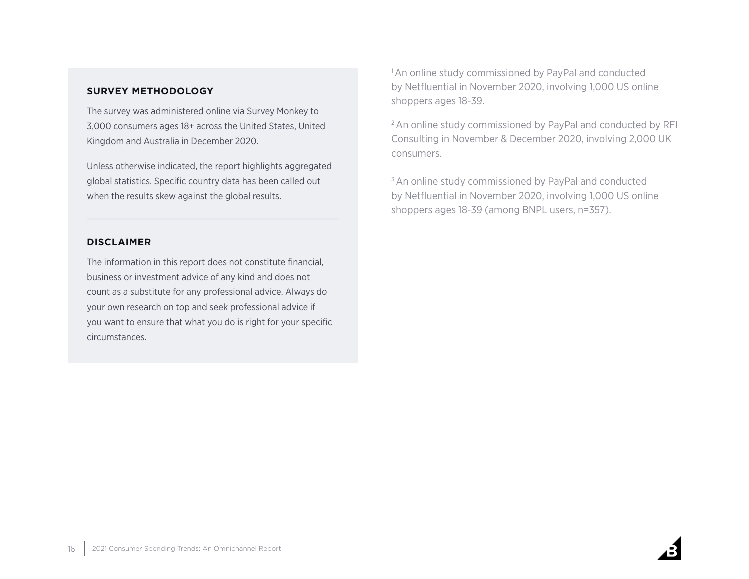## SURVEY METHODOLOGY

The survey was administered online via Survey Monkey to 3,000 consumers ages 18+ across the United States, United Kingdom and Australia in December 2020.

Unless otherwise indicated, the report highlights aggregated global statistics. Specific country data has been called out when the results skew against the global results.

## DISCLAIMER

The information in this report does not constitute financial, business or investment advice of any kind and does not count as a substitute for any professional advice. Always do your own research on top and seek professional advice if you want to ensure that what you do is right for your specific circumstances.

[1] An online study commissioned by PayPal and conducted by Netfluential in November 2020, involving 1,000 US online shoppers ages 18-39.

[2] An online study commissioned by PayPal and conducted by RFI Consulting in November & December 2020, involving 2,000 UK consumers.

[3] An online study commissioned by PayPal and conducted by Netfluential in November 2020, involving 1,000 US online shoppers ages 18-39 (among BNPL users, n=357).